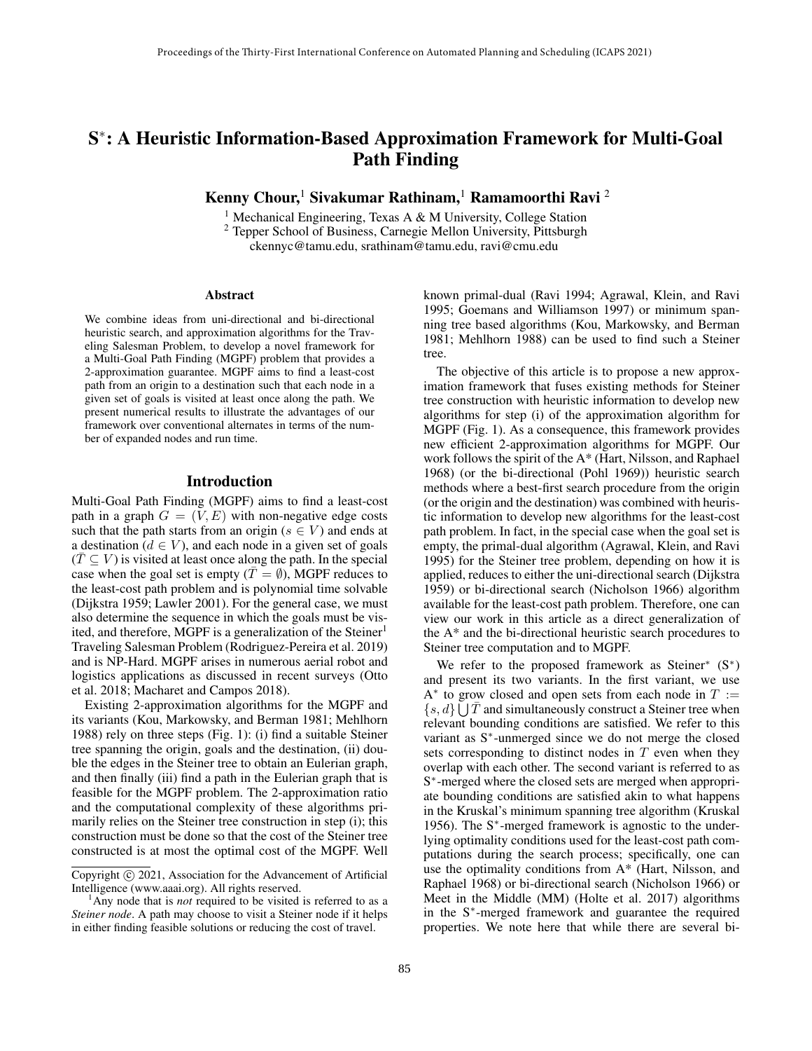# $S^*$: A Heuristic Information-Based Approximation Framework for Multi-Goal Path Finding

**Kenny Chour,[1] Sivakumar Rathinam,[1] Ramamoorthi Ravi [2]**

[1] Mechanical Engineering, Texas A & M University, College Station
[2] Tepper School of Business, Carnegie Mellon University, Pittsburgh
ckennyc@tamu.edu, srathinam@tamu.edu, ravi@cmu.edu

## Abstract

We combine ideas from uni-directional and bi-directional heuristic search, and approximation algorithms for the Traveling Salesman Problem, to develop a novel framework for a Multi-Goal Path Finding (MGPF) problem that provides a 2-approximation guarantee. MGPF aims to find a least-cost path from an origin to a destination such that each node in a given set of goals is visited at least once along the path. We present numerical results to illustrate the advantages of our framework over conventional alternates in terms of the number of expanded nodes and run time.

## Introduction

Multi-Goal Path Finding (MGPF) aims to find a least-cost path in a graph $G = (V, E)$ with non-negative edge costs such that the path starts from an origin ($s \in V$) and ends at a destination ($d \in V$), and each node in a given set of goals ($\bar{T} \subseteq V$) is visited at least once along the path. In the special case when the goal set is empty ($\bar{T} = \emptyset$), MGPF reduces to the least-cost path problem and is polynomial time solvable (Dijkstra 1959; Lawler 2001). For the general case, we must also determine the sequence in which the goals must be visited, and therefore, MGPF is a generalization of the Steiner[1] Traveling Salesman Problem (Rodriguez-Pereira et al. 2019) and is NP-Hard. MGPF arises in numerous aerial robot and logistics applications as discussed in recent surveys (Otto et al. 2018; Macharet and Campos 2018).

Existing 2-approximation algorithms for the MGPF and its variants (Kou, Markowsky, and Berman 1981; Mehlhorn 1988) rely on three steps (Fig. 1): (i) find a suitable Steiner tree spanning the origin, goals and the destination, (ii) double the edges in the Steiner tree to obtain an Eulerian graph, and then finally (iii) find a path in the Eulerian graph that is feasible for the MGPF problem. The 2-approximation ratio and the computational complexity of these algorithms primarily relies on the Steiner tree construction in step (i); this construction must be done so that the cost of the Steiner tree constructed is at most the optimal cost of the MGPF. Well known primal-dual (Ravi 1994; Agrawal, Klein, and Ravi 1995; Goemans and Williamson 1997) or minimum spanning tree based algorithms (Kou, Markowsky, and Berman 1981; Mehlhorn 1988) can be used to find such a Steiner tree.

The objective of this article is to propose a new approximation framework that fuses existing methods for Steiner tree construction with heuristic information to develop new algorithms for step (i) of the approximation algorithm for MGPF (Fig. 1). As a consequence, this framework provides new efficient 2-approximation algorithms for MGPF. Our work follows the spirit of the A* (Hart, Nilsson, and Raphael 1968) (or the bi-directional (Pohl 1969)) heuristic search methods where a best-first search procedure from the origin (or the origin and the destination) was combined with heuristic information to develop new algorithms for the least-cost path problem. In fact, in the special case when the goal set is empty, the primal-dual algorithm (Agrawal, Klein, and Ravi 1995) for the Steiner tree problem, depending on how it is applied, reduces to either the uni-directional search (Dijkstra 1959) or bi-directional search (Nicholson 1966) algorithm available for the least-cost path problem. Therefore, one can view our work in this article as a direct generalization of the A* and the bi-directional heuristic search procedures to Steiner tree computation and to MGPF.

We refer to the proposed framework as Steiner* ($S^*$) and present its two variants. In the first variant, we use $A^*$ to grow closed and open sets from each node in $T := \{s, d\} \bigcup \bar{T}$ and simultaneously construct a Steiner tree when relevant bounding conditions are satisfied. We refer to this variant as $S^*$-unmerged since we do not merge the closed sets corresponding to distinct nodes in $T$ even when they overlap with each other. The second variant is referred to as $S^*$-merged where the closed sets are merged when appropriate bounding conditions are satisfied akin to what happens in the Kruskal's minimum spanning tree algorithm (Kruskal 1956). The $S^*$-merged framework is agnostic to the underlying optimality conditions used for the least-cost path computations during the search process; specifically, one can use the optimality conditions from A* (Hart, Nilsson, and Raphael 1968) or bi-directional search (Nicholson 1966) or Meet in the Middle (MM) (Holte et al. 2017) algorithms in the $S^*$-merged framework and guarantee the required properties. We note here that while there are several bi-

Copyright © 2021, Association for the Advancement of Artificial Intelligence (www.aaai.org). All rights reserved.

[1] Any node that is *not* required to be visited is referred to as a *Steiner node*. A path may choose to visit a Steiner node if it helps in either finding feasible solutions or reducing the cost of travel.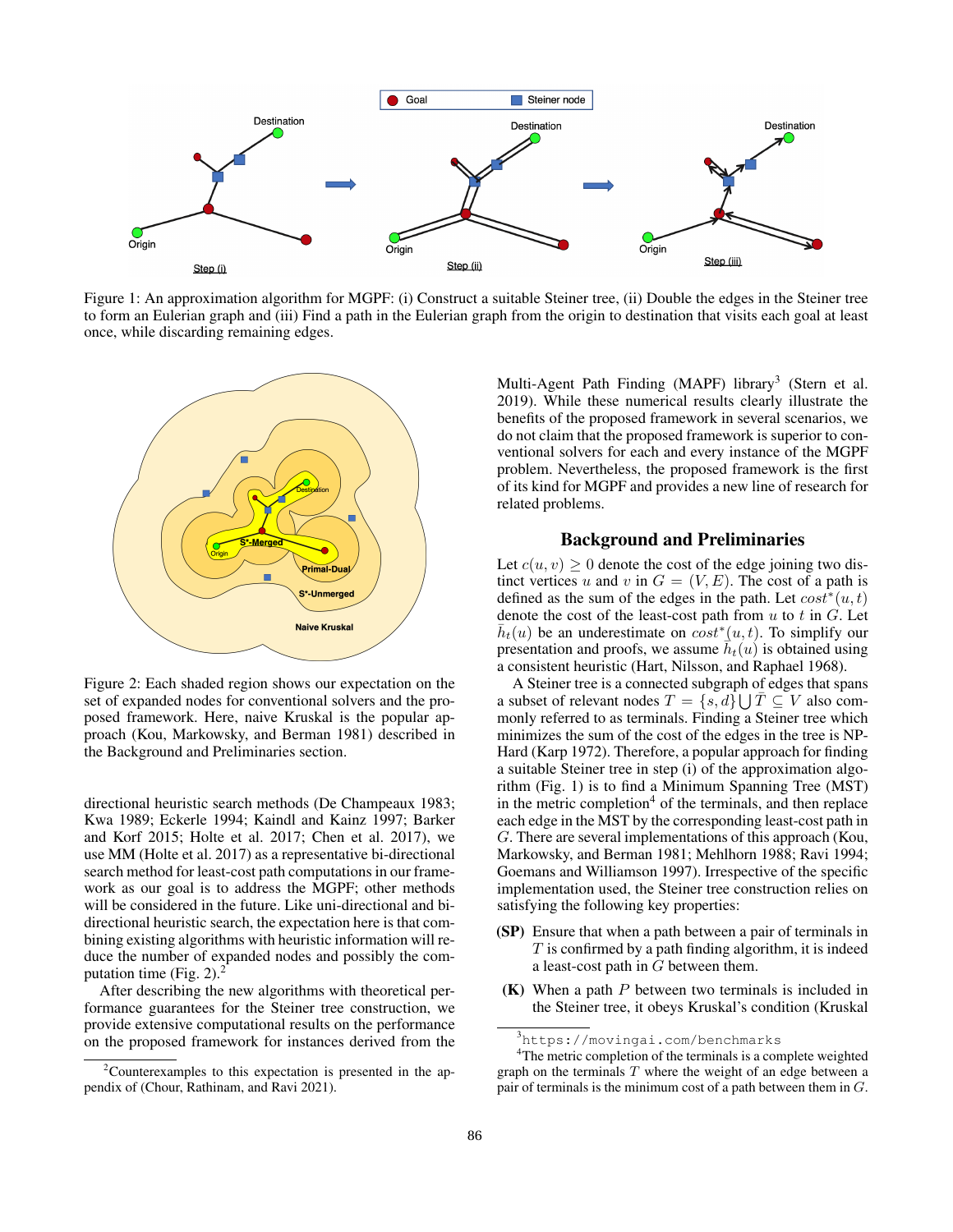Figure 1: An approximation algorithm for MGPF: (i) Construct a suitable Steiner tree, (ii) Double the edges in the Steiner tree to form an Eulerian graph and (iii) Find a path in the Eulerian graph from the origin to destination that visits each goal at least once, while discarding remaining edges.

Figure 2: Each shaded region shows our expectation on the set of expanded nodes for conventional solvers and the proposed framework. Here, naive Kruskal is the popular approach (Kou, Markowsky, and Berman 1981) described in the Background and Preliminaries section.

directional heuristic search methods (De Champeaux 1983; Kwa 1989; Eckerle 1994; Kaindl and Kainz 1997; Barker and Korf 2015; Holte et al. 2017; Chen et al. 2017), we use MM (Holte et al. 2017) as a representative bi-directional search method for least-cost path computations in our framework as our goal is to address the MGPF; other methods will be considered in the future. Like uni-directional and bi-directional heuristic search, the expectation here is that combining existing algorithms with heuristic information will reduce the number of expanded nodes and possibly the computation time (Fig. 2).[2]

After describing the new algorithms with theoretical performance guarantees for the Steiner tree construction, we provide extensive computational results on the performance on the proposed framework for instances derived from the Multi-Agent Path Finding (MAPF) library[3] (Stern et al. 2019). While these numerical results clearly illustrate the benefits of the proposed framework in several scenarios, we do not claim that the proposed framework is superior to conventional solvers for each and every instance of the MGPF problem. Nevertheless, the proposed framework is the first of its kind for MGPF and provides a new line of research for related problems.

## Background and Preliminaries

Let $c(u, v) \geq 0$ denote the cost of the edge joining two distinct vertices $u$ and $v$ in $G = (V, E)$. The cost of a path is defined as the sum of the edges in the path. Let $cost^*(u, t)$ denote the cost of the least-cost path from $u$ to $t$ in $G$. Let $\bar{h}_t(u)$ be an underestimate on $cost^*(u, t)$. To simplify our presentation and proofs, we assume $\bar{h}_t(u)$ is obtained using a consistent heuristic (Hart, Nilsson, and Raphael 1968).

A Steiner tree is a connected subgraph of edges that spans a subset of relevant nodes $T = \{s, d\} \bigcup \bar{T} \subseteq V$ also commonly referred to as terminals. Finding a Steiner tree which minimizes the sum of the cost of the edges in the tree is NP-Hard (Karp 1972). Therefore, a popular approach for finding a suitable Steiner tree in step (i) of the approximation algorithm (Fig. 1) is to find a Minimum Spanning Tree (MST) in the metric completion[4] of the terminals, and then replace each edge in the MST by the corresponding least-cost path in $G$. There are several implementations of this approach (Kou, Markowsky, and Berman 1981; Mehlhorn 1988; Ravi 1994; Goemans and Williamson 1997). Irrespective of the specific implementation used, the Steiner tree construction relies on satisfying the following key properties:

- **(SP)** Ensure that when a path between a pair of terminals in $T$ is confirmed by a path finding algorithm, it is indeed a least-cost path in $G$ between them.
- **(K)** When a path $P$ between two terminals is included in the Steiner tree, it obeys Kruskal's condition (Kruskal

[2] Counterexamples to this expectation is presented in the appendix of (Chour, Rathinam, and Ravi 2021).

[3] https://movingai.com/benchmarks

[4] The metric completion of the terminals is a complete weighted graph on the terminals $T$ where the weight of an edge between a pair of terminals is the minimum cost of a path between them in $G$.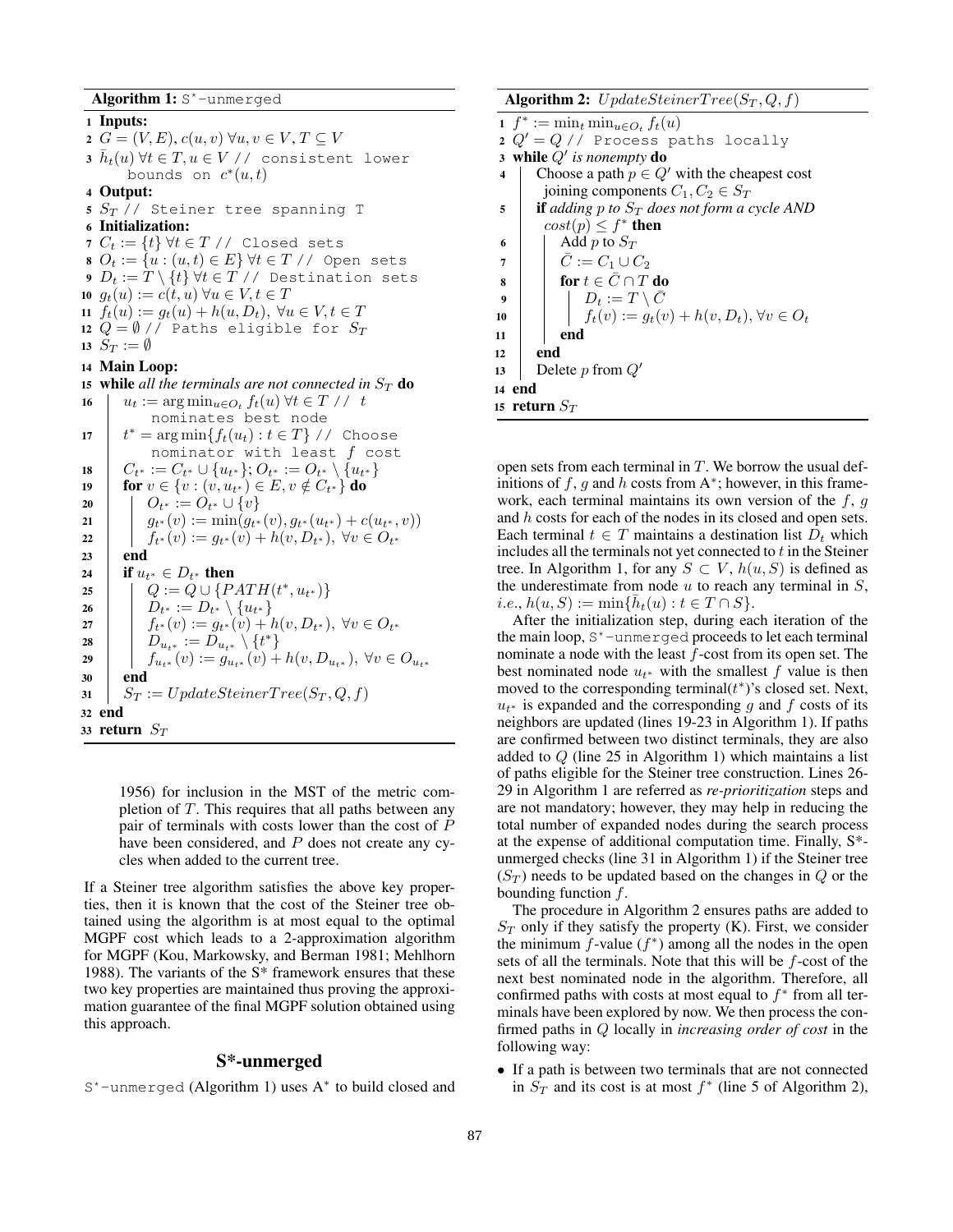**Algorithm 1:** S*-unmerged

```
1  Inputs:
2  G = (V, E), c(u, v) ∀u, v ∈ V, T ⊆ V
3  h̄_t(u) ∀t ∈ T, u ∈ V // consistent lower
       bounds on c*(u, t)
4  Output:
5  S_T // Steiner tree spanning T
6  Initialization:
7  C_t := {t} ∀t ∈ T // Closed sets
8  O_t := {u : (u, t) ∈ E} ∀t ∈ T // Open sets
9  D_t := T \ {t} ∀t ∈ T // Destination sets
10 g_t(u) := c(t, u) ∀u ∈ V, t ∈ T
11 f_t(u) := g_t(u) + h(u, D_t), ∀u ∈ V, t ∈ T
12 Q = ∅ // Paths eligible for S_T
13 S_T := ∅
14 Main Loop:
15 while all the terminals are not connected in S_T do
16     u_t := argmin_{u∈O_t} f_t(u) ∀t ∈ T // t
           nominates best node
17     t* = argmin{f_t(u_t) : t ∈ T} // Choose
           nominator with least f cost
18     C_t* := C_t* ∪ {u_t*}; O_t* := O_t* \ {u_t*}
19     for v ∈ {v : (v, u_t*) ∈ E, v ∉ C_t*} do
20         O_t* := O_t* ∪ {v}
21         g_t*(v) := min(g_t*(v), g_t*(u_t*) + c(u_t*, v))
22         f_t*(v) := g_t*(v) + h(v, D_t*), ∀v ∈ O_t*
23     end
24     if u_t* ∈ D_t* then
25         Q := Q ∪ {PATH(t*, u_t*)}
26         D_t* := D_t* \ {u_t*}
27         f_t*(v) := g_t*(v) + h(v, D_t*), ∀v ∈ O_t*
28         D_u_t* := D_u_t* \ {t*}
29         f_u_t*(v) := g_u_t*(v) + h(v, D_u_t*), ∀v ∈ O_u_t*
30     end
31     S_T := UpdateSteinerTree(S_T, Q, f)
32 end
33 return S_T
```

**Algorithm 2:** $UpdateSteinerTree(S_T, Q, f)$

```
1  f* := min_t min_{u∈O_t} f_t(u)
2  Q' = Q // Process paths locally
3  while Q' is nonempty do
4      Choose a path p ∈ Q' with the cheapest cost
           joining components C_1, C_2 ∈ S_T
5      if adding p to S_T does not form a cycle AND
           cost(p) ≤ f* then
6          Add p to S_T
7          C̄ := C_1 ∪ C_2
8          for t ∈ C̄ ∩ T do
9              D_t := T \ C̄
10             f_t(v) := g_t(v) + h(v, D_t), ∀v ∈ O_t
11         end
12     end
13     Delete p from Q'
14 end
15 return S_T
```

1956) for inclusion in the MST of the metric completion of $T$. This requires that all paths between any pair of terminals with costs lower than the cost of $P$ have been considered, and $P$ does not create any cycles when added to the current tree.

If a Steiner tree algorithm satisfies the above key properties, then it is known that the cost of the Steiner tree obtained using the algorithm is at most equal to the optimal MGPF cost which leads to a 2-approximation algorithm for MGPF (Kou, Markowsky, and Berman 1981; Mehlhorn 1988). The variants of the S* framework ensures that these two key properties are maintained thus proving the approximation guarantee of the final MGPF solution obtained using this approach.

## S*-unmerged

S*-unmerged (Algorithm 1) uses A* to build closed and open sets from each terminal in $T$. We borrow the usual definitions of $f$, $g$ and $h$ costs from A*; however, in this framework, each terminal maintains its own version of the $f$, $g$ and $h$ costs for each of the nodes in its closed and open sets. Each terminal $t \in T$ maintains a destination list $D_t$ which includes all the terminals not yet connected to $t$ in the Steiner tree. In Algorithm 1, for any $S \subset V$, $h(u, S)$ is defined as the underestimate from node $u$ to reach any terminal in $S$, *i.e.*, $h(u, S) := \min\{\bar{h}_t(u) : t \in T \cap S\}$.

After the initialization step, during each iteration of the the main loop, S*-unmerged proceeds to let each terminal nominate a node with the least $f$-cost from its open set. The best nominated node $u_{t^*}$ with the smallest $f$ value is then moved to the corresponding terminal($t^*$)'s closed set. Next, $u_{t^*}$ is expanded and the corresponding $g$ and $f$ costs of its neighbors are updated (lines 19-23 in Algorithm 1). If paths are confirmed between two distinct terminals, they are also added to $Q$ (line 25 in Algorithm 1) which maintains a list of paths eligible for the Steiner tree construction. Lines 26-29 in Algorithm 1 are referred as *re-prioritization* steps and are not mandatory; however, they may help in reducing the total number of expanded nodes during the search process at the expense of additional computation time. Finally, S*-unmerged checks (line 31 in Algorithm 1) if the Steiner tree ($S_T$) needs to be updated based on the changes in $Q$ or the bounding function $f$.

The procedure in Algorithm 2 ensures paths are added to $S_T$ only if they satisfy the property (K). First, we consider the minimum $f$-value ($f^*$) among all the nodes in the open sets of all the terminals. Note that this will be $f$-cost of the next best nominated node in the algorithm. Therefore, all confirmed paths with costs at most equal to $f^*$ from all terminals have been explored by now. We then process the confirmed paths in $Q$ locally in *increasing order of cost* in the following way:

- If a path is between two terminals that are not connected in $S_T$ and its cost is at most $f^*$ (line 5 of Algorithm 2),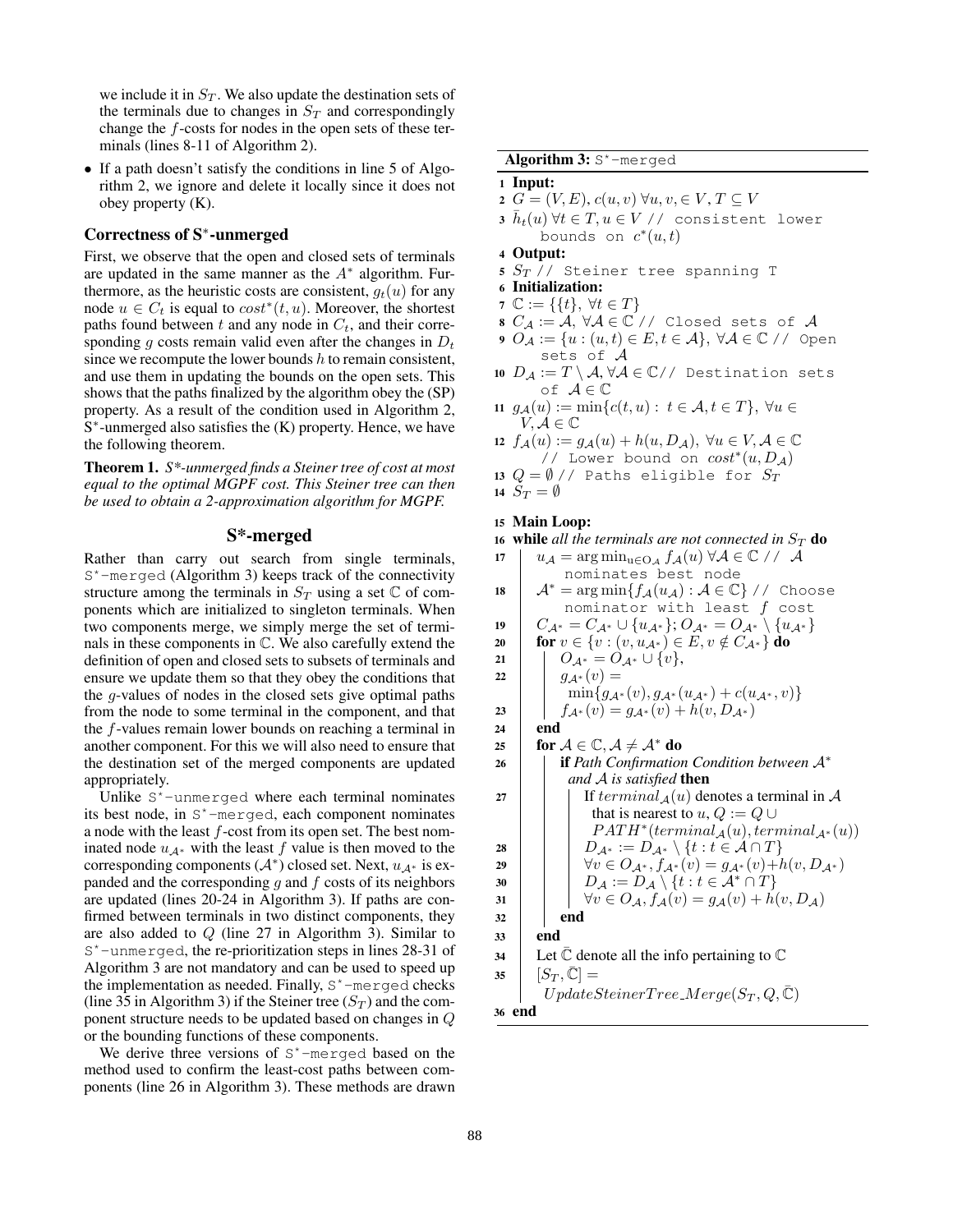we include it in $S_T$. We also update the destination sets of the terminals due to changes in $S_T$ and correspondingly change the $f$-costs for nodes in the open sets of these terminals (lines 8-11 of Algorithm 2).

- If a path doesn't satisfy the conditions in line 5 of Algorithm 2, we ignore and delete it locally since it does not obey property (K).

### Correctness of S*-unmerged

First, we observe that the open and closed sets of terminals are updated in the same manner as the $A^*$ algorithm. Furthermore, as the heuristic costs are consistent, $g_t(u)$ for any node $u \in C_t$ is equal to $cost^*(t,u)$. Moreover, the shortest paths found between $t$ and any node in $C_t$, and their corresponding $g$ costs remain valid even after the changes in $D_t$ since we recompute the lower bounds $h$ to remain consistent, and use them in updating the bounds on the open sets. This shows that the paths finalized by the algorithm obey the (SP) property. As a result of the condition used in Algorithm 2, S*-unmerged also satisfies the (K) property. Hence, we have the following theorem.

**Theorem 1.** *S\*-unmerged finds a Steiner tree of cost at most equal to the optimal MGPF cost. This Steiner tree can then be used to obtain a 2-approximation algorithm for MGPF.*

## S*-merged

Rather than carry out search from single terminals, `S*-merged` (Algorithm 3) keeps track of the connectivity structure among the terminals in $S_T$ using a set $\mathbb{C}$ of components which are initialized to singleton terminals. When two components merge, we simply merge the set of terminals in these components in $\mathbb{C}$. We also carefully extend the definition of open and closed sets to subsets of terminals and ensure we update them so that they obey the conditions that the $g$-values of nodes in the closed sets give optimal paths from the node to some terminal in the component, and that the $f$-values remain lower bounds on reaching a terminal in another component. For this we will also need to ensure that the destination set of the merged components are updated appropriately.

Unlike `S*-unmerged` where each terminal nominates its best node, in `S*-merged`, each component nominates a node with the least $f$-cost from its open set. The best nominated node $u_{\mathcal{A}^*}$ with the least $f$ value is then moved to the corresponding components ($\mathcal{A}^*$) closed set. Next, $u_{\mathcal{A}^*}$ is expanded and the corresponding $g$ and $f$ costs of its neighbors are updated (lines 20-24 in Algorithm 3). If paths are confirmed between terminals in two distinct components, they are also added to $Q$ (line 27 in Algorithm 3). Similar to `S*-unmerged`, the re-prioritization steps in lines 28-31 of Algorithm 3 are not mandatory and can be used to speed up the implementation as needed. Finally, `S*-merged` checks (line 35 in Algorithm 3) if the Steiner tree ($S_T$) and the component structure needs to be updated based on changes in $Q$ or the bounding functions of these components.

We derive three versions of `S*-merged` based on the method used to confirm the least-cost paths between components (line 26 in Algorithm 3). These methods are drawn

**Algorithm 3:** `S*-merged`

1. **Input:**
2. $G = (V, E)$, $c(u, v)\ \forall u, v, \in V$, $T \subseteq V$
3. $\bar{h}_t(u)\ \forall t \in T, u \in V$ // consistent lower bounds on $c^*(u, t)$
4. **Output:**
5. $S_T$ // Steiner tree spanning T
6. **Initialization:**
7. $\mathbb{C} := \{\{t\},\ \forall t \in T\}$
8. $C_{\mathcal{A}} := \mathcal{A},\ \forall \mathcal{A} \in \mathbb{C}$ // Closed sets of $\mathcal{A}$
9. $O_{\mathcal{A}} := \{u : (u, t) \in E, t \in \mathcal{A}\},\ \forall \mathcal{A} \in \mathbb{C}$ // Open sets of $\mathcal{A}$
10. $D_{\mathcal{A}} := T \setminus \mathcal{A}, \forall \mathcal{A} \in \mathbb{C}$// Destination sets of $\mathcal{A} \in \mathbb{C}$
11. $g_{\mathcal{A}}(u) := \min\{c(t, u) :\ t \in \mathcal{A}, t \in T\},\ \forall u \in V, \mathcal{A} \in \mathbb{C}$
12. $f_{\mathcal{A}}(u) := g_{\mathcal{A}}(u) + h(u, D_{\mathcal{A}}),\ \forall u \in V, \mathcal{A} \in \mathbb{C}$ // Lower bound on $cost^*(u, D_{\mathcal{A}})$
13. $Q = \emptyset$ // Paths eligible for $S_T$
14. $S_T = \emptyset$
15. **Main Loop:**
16. **while** *all the terminals are not connected in* $S_T$ **do**
17. &nbsp;&nbsp;&nbsp;&nbsp;$u_{\mathcal{A}} = \arg\min_{u \in O_{\mathcal{A}}} f_{\mathcal{A}}(u)\ \forall \mathcal{A} \in \mathbb{C}$ // $\mathcal{A}$ nominates best node
18. &nbsp;&nbsp;&nbsp;&nbsp;$\mathcal{A}^* = \arg\min\{f_{\mathcal{A}}(u_{\mathcal{A}}) : \mathcal{A} \in \mathbb{C}\}$ // Choose nominator with least $f$ cost
19. &nbsp;&nbsp;&nbsp;&nbsp;$C_{\mathcal{A}^*} = C_{\mathcal{A}^*} \cup \{u_{\mathcal{A}^*}\}$; $O_{\mathcal{A}^*} = O_{\mathcal{A}^*} \setminus \{u_{\mathcal{A}^*}\}$
20. &nbsp;&nbsp;&nbsp;&nbsp;**for** $v \in \{v : (v, u_{\mathcal{A}^*}) \in E, v \notin C_{\mathcal{A}^*}\}$ **do**
21. &nbsp;&nbsp;&nbsp;&nbsp;&nbsp;&nbsp;&nbsp;&nbsp;$O_{\mathcal{A}^*} = O_{\mathcal{A}^*} \cup \{v\}$,
22. &nbsp;&nbsp;&nbsp;&nbsp;&nbsp;&nbsp;&nbsp;&nbsp;$g_{\mathcal{A}^*}(v) = \min\{g_{\mathcal{A}^*}(v), g_{\mathcal{A}^*}(u_{\mathcal{A}^*}) + c(u_{\mathcal{A}^*}, v)\}$
23. &nbsp;&nbsp;&nbsp;&nbsp;&nbsp;&nbsp;&nbsp;&nbsp;$f_{\mathcal{A}^*}(v) = g_{\mathcal{A}^*}(v) + h(v, D_{\mathcal{A}^*})$
24. &nbsp;&nbsp;&nbsp;&nbsp;**end**
25. &nbsp;&nbsp;&nbsp;&nbsp;**for** $\mathcal{A} \in \mathbb{C}, \mathcal{A} \neq \mathcal{A}^*$ **do**
26. &nbsp;&nbsp;&nbsp;&nbsp;&nbsp;&nbsp;&nbsp;&nbsp;**if** *Path Confirmation Condition between* $\mathcal{A}^*$ *and* $\mathcal{A}$ *is satisfied* **then**
27. &nbsp;&nbsp;&nbsp;&nbsp;&nbsp;&nbsp;&nbsp;&nbsp;&nbsp;&nbsp;&nbsp;&nbsp;If $terminal_{\mathcal{A}}(u)$ denotes a terminal in $\mathcal{A}$ that is nearest to $u$, $Q := Q \cup PATH^*(terminal_{\mathcal{A}}(u), terminal_{\mathcal{A}^*}(u))$
28. &nbsp;&nbsp;&nbsp;&nbsp;&nbsp;&nbsp;&nbsp;&nbsp;&nbsp;&nbsp;&nbsp;&nbsp;$D_{\mathcal{A}^*} := D_{\mathcal{A}^*} \setminus \{t : t \in \mathcal{A} \cap T\}$
29. &nbsp;&nbsp;&nbsp;&nbsp;&nbsp;&nbsp;&nbsp;&nbsp;&nbsp;&nbsp;&nbsp;&nbsp;$\forall v \in O_{\mathcal{A}^*}, f_{\mathcal{A}^*}(v) = g_{\mathcal{A}^*}(v) + h(v, D_{\mathcal{A}^*})$
30. &nbsp;&nbsp;&nbsp;&nbsp;&nbsp;&nbsp;&nbsp;&nbsp;&nbsp;&nbsp;&nbsp;&nbsp;$D_{\mathcal{A}} := D_{\mathcal{A}} \setminus \{t : t \in \mathcal{A}^* \cap T\}$
31. &nbsp;&nbsp;&nbsp;&nbsp;&nbsp;&nbsp;&nbsp;&nbsp;&nbsp;&nbsp;&nbsp;&nbsp;$\forall v \in O_{\mathcal{A}}, f_{\mathcal{A}}(v) = g_{\mathcal{A}}(v) + h(v, D_{\mathcal{A}})$
32. &nbsp;&nbsp;&nbsp;&nbsp;&nbsp;&nbsp;&nbsp;&nbsp;**end**
33. &nbsp;&nbsp;&nbsp;&nbsp;**end**
34. &nbsp;&nbsp;&nbsp;&nbsp;Let $\bar{\mathbb{C}}$ denote all the info pertaining to $\mathbb{C}$
35. &nbsp;&nbsp;&nbsp;&nbsp;$[S_T, \bar{\mathbb{C}}] = UpdateSteinerTree\_Merge(S_T, Q, \bar{\mathbb{C}})$
36. **end**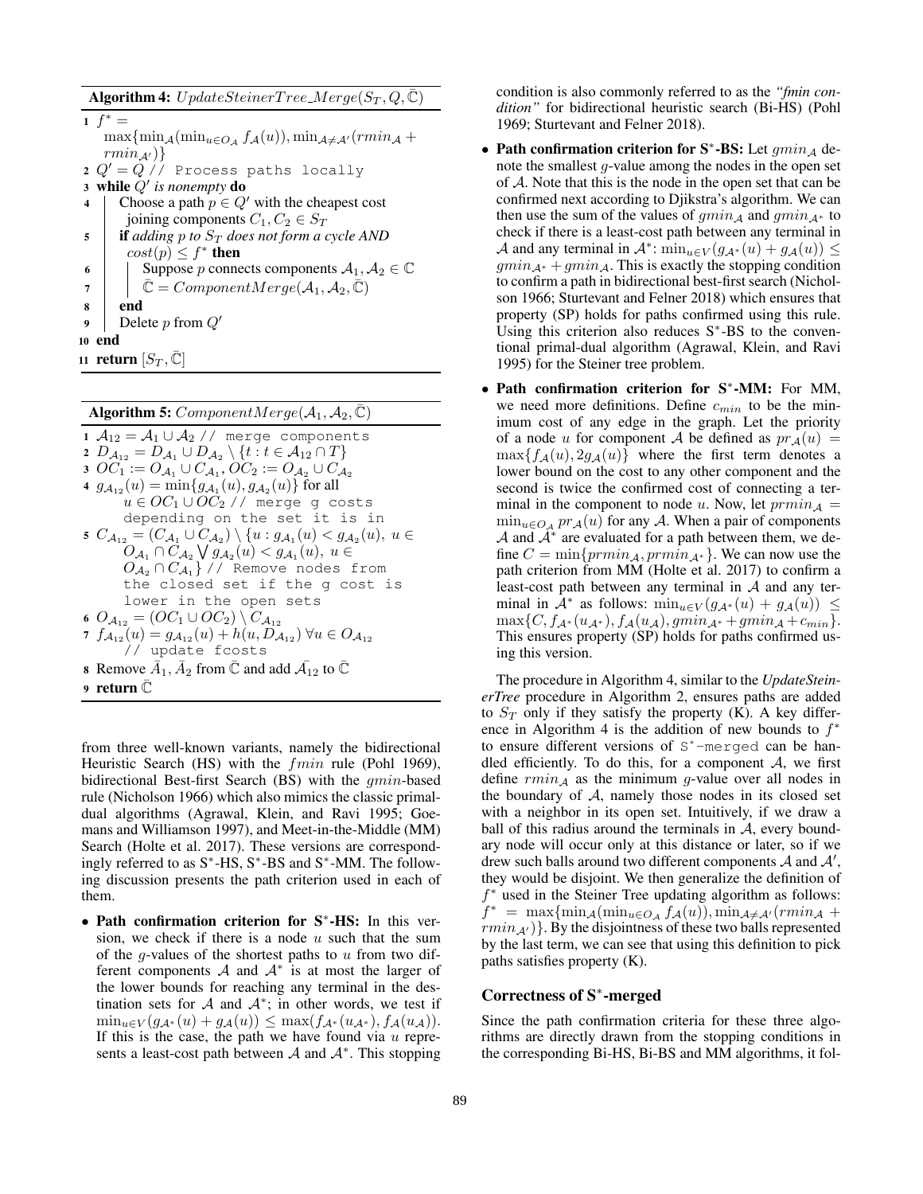**Algorithm 4:** $UpdateSteinerTree\_Merge(S_T, Q, \bar{\mathbb{C}})$

```
1  f* = max{min_A(min_{u∈O_A} f_A(u)), min_{A≠A'}(rmin_A + rmin_A')}
2  Q' = Q // Process paths locally
3  while Q' is nonempty do
4      Choose a path p ∈ Q' with the cheapest cost joining components C_1, C_2 ∈ S_T
5      if adding p to S_T does not form a cycle AND cost(p) ≤ f* then
6          Suppose p connects components A_1, A_2 ∈ ℂ
7          ℂ̄ = ComponentMerge(A_1, A_2, ℂ̄)
8      end
9      Delete p from Q'
10 end
11 return [S_T, ℂ̄]
```

**Algorithm 5:** $ComponentMerge(\mathcal{A}_1, \mathcal{A}_2, \bar{\mathbb{C}})$

```
1  A_12 = A_1 ∪ A_2 // merge components
2  D_A12 = D_A1 ∪ D_A2 \ {t : t ∈ A_12 ∩ T}
3  OC_1 := O_A1 ∪ C_A1, OC_2 := O_A2 ∪ C_A2
4  g_A12(u) = min{g_A1(u), g_A2(u)} for all u ∈ OC_1 ∪ OC_2 // merge g costs
       depending on the set it is in
5  C_A12 = (C_A1 ∪ C_A2) \ {u : g_A1(u) < g_A2(u), u ∈ O_A1 ∩ C_A2 ⋁ g_A2(u) < g_A1(u), u ∈
       O_A2 ∩ C_A1} // Remove nodes from the closed set if the g cost is in
       lower in the open sets
6  O_A12 = (OC_1 ∪ OC_2) \ C_A12
7  f_A12(u) = g_A12(u) + h(u, D_A12) ∀u ∈ O_A12 // update fcosts
8  Remove Ā_1, Ā_2 from ℂ̄ and add Ā_12 to ℂ̄
9  return ℂ̄
```

from three well-known variants, namely the bidirectional Heuristic Search (HS) with the $fmin$ rule (Pohl 1969), bidirectional Best-first Search (BS) with the $gmin$-based rule (Nicholson 1966) which also mimics the classic primal-dual algorithms (Agrawal, Klein, and Ravi 1995; Goemans and Williamson 1997), and Meet-in-the-Middle (MM) Search (Holte et al. 2017). These versions are correspondingly referred to as S*-HS, S*-BS and S*-MM. The following discussion presents the path criterion used in each of them.

- **Path confirmation criterion for S*-HS:** In this version, we check if there is a node $u$ such that the sum of the $g$-values of the shortest paths to $u$ from two different components $\mathcal{A}$ and $\mathcal{A}^*$ is at most the larger of the lower bounds for reaching any terminal in the destination sets for $\mathcal{A}$ and $\mathcal{A}^*$; in other words, we test if $\min_{u \in V}(g_{\mathcal{A}^*}(u) + g_{\mathcal{A}}(u)) \leq \max(f_{\mathcal{A}^*}(u_{\mathcal{A}^*}), f_{\mathcal{A}}(u_{\mathcal{A}}))$. If this is the case, the path we have found via $u$ represents a least-cost path between $\mathcal{A}$ and $\mathcal{A}^*$. This stopping condition is also commonly referred to as the *"fmin condition"* for bidirectional heuristic search (Bi-HS) (Pohl 1969; Sturtevant and Felner 2018).
- **Path confirmation criterion for S*-BS:** Let $gmin_{\mathcal{A}}$ denote the smallest $g$-value among the nodes in the open set of $\mathcal{A}$. Note that this is the node in the open set that can be confirmed next according to Djikstra's algorithm. We can then use the sum of the values of $gmin_{\mathcal{A}}$ and $gmin_{\mathcal{A}^*}$ to check if there is a least-cost path between any terminal in $\mathcal{A}$ and any terminal in $\mathcal{A}^*$: $\min_{u \in V}(g_{\mathcal{A}^*}(u) + g_{\mathcal{A}}(u)) \leq gmin_{\mathcal{A}^*} + gmin_{\mathcal{A}}$. This is exactly the stopping condition to confirm a path in bidirectional best-first search (Nicholson 1966; Sturtevant and Felner 2018) which ensures that property (SP) holds for paths confirmed using this rule. Using this criterion also reduces S*-BS to the conventional primal-dual algorithm (Agrawal, Klein, and Ravi 1995) for the Steiner tree problem.
- **Path confirmation criterion for S*-MM:** For MM, we need more definitions. Define $c_{min}$ to be the minimum cost of any edge in the graph. Let the priority of a node $u$ for component $\mathcal{A}$ be defined as $pr_{\mathcal{A}}(u) = \max\{f_{\mathcal{A}}(u), 2g_{\mathcal{A}}(u)\}$ where the first term denotes a lower bound on the cost to any other component and the second is twice the confirmed cost of connecting a terminal in the component to node $u$. Now, let $prmin_{\mathcal{A}} = \min_{u \in O_{\mathcal{A}}} pr_{\mathcal{A}}(u)$ for any $\mathcal{A}$. When a pair of components $\mathcal{A}$ and $\mathcal{A}^*$ are evaluated for a path between them, we define $C = \min\{prmin_{\mathcal{A}}, prmin_{\mathcal{A}^*}\}$. We can now use the path criterion from MM (Holte et al. 2017) to confirm a least-cost path between any terminal in $\mathcal{A}$ and any terminal in $\mathcal{A}^*$ as follows: $\min_{u \in V}(g_{\mathcal{A}^*}(u) + g_{\mathcal{A}}(u)) \leq \max\{C, f_{\mathcal{A}^*}(u_{\mathcal{A}^*}), f_{\mathcal{A}}(u_{\mathcal{A}}), gmin_{\mathcal{A}^*} + gmin_{\mathcal{A}} + c_{min}\}$. This ensures property (SP) holds for paths confirmed using this version.

The procedure in Algorithm 4, similar to the *UpdateSteinerTree* procedure in Algorithm 2, ensures paths are added to $S_T$ only if they satisfy the property (K). A key difference in Algorithm 4 is the addition of new bounds to $f^*$ to ensure different versions of S*-merged can be handled efficiently. To do this, for a component $\mathcal{A}$, we first define $rmin_{\mathcal{A}}$ as the minimum $g$-value over all nodes in the boundary of $\mathcal{A}$, namely those nodes in its closed set with a neighbor in its open set. Intuitively, if we draw a ball of this radius around the terminals in $\mathcal{A}$, every boundary node will occur only at this distance or later, so if we drew such balls around two different components $\mathcal{A}$ and $\mathcal{A}'$, they would be disjoint. We then generalize the definition of $f^*$ used in the Steiner Tree updating algorithm as follows: $f^* = \max\{\min_{\mathcal{A}}(\min_{u \in O_{\mathcal{A}}} f_{\mathcal{A}}(u)), \min_{\mathcal{A} \neq \mathcal{A}'}(rmin_{\mathcal{A}} + rmin_{\mathcal{A}'})\}$. By the disjointness of these two balls represented by the last term, we can see that using this definition to pick paths satisfies property (K).

## Correctness of S*-merged

Since the path confirmation criteria for these three algorithms are directly drawn from the stopping conditions in the corresponding Bi-HS, Bi-BS and MM algorithms, it fol-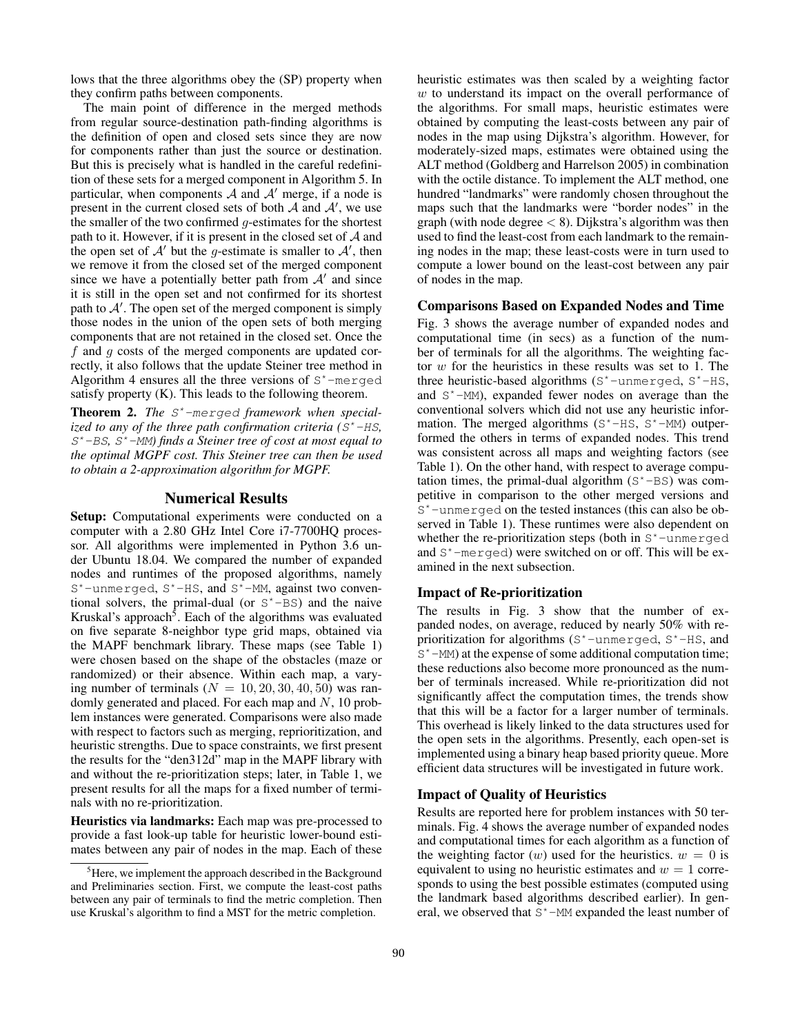lows that the three algorithms obey the (SP) property when they confirm paths between components.

The main point of difference in the merged methods from regular source-destination path-finding algorithms is the definition of open and closed sets since they are now for components rather than just the source or destination. But this is precisely what is handled in the careful redefinition of these sets for a merged component in Algorithm 5. In particular, when components $\mathcal{A}$ and $\mathcal{A}'$ merge, if a node is present in the current closed sets of both $\mathcal{A}$ and $\mathcal{A}'$, we use the smaller of the two confirmed $g$-estimates for the shortest path to it. However, if it is present in the closed set of $\mathcal{A}$ and the open set of $\mathcal{A}'$ but the $g$-estimate is smaller to $\mathcal{A}'$, then we remove it from the closed set of the merged component since we have a potentially better path from $\mathcal{A}'$ and since it is still in the open set and not confirmed for its shortest path to $\mathcal{A}'$. The open set of the merged component is simply those nodes in the union of the open sets of both merging components that are not retained in the closed set. Once the $f$ and $g$ costs of the merged components are updated correctly, it also follows that the update Steiner tree method in Algorithm 4 ensures all the three versions of `S*-merged` satisfy property (K). This leads to the following theorem.

**Theorem 2.** *The `S*-merged` framework when specialized to any of the three path confirmation criteria (`S*-HS`, `S*-BS`, `S*-MM`) finds a Steiner tree of cost at most equal to the optimal MGPF cost. This Steiner tree can then be used to obtain a 2-approximation algorithm for MGPF.*

## Numerical Results

**Setup:** Computational experiments were conducted on a computer with a 2.80 GHz Intel Core i7-7700HQ processor. All algorithms were implemented in Python 3.6 under Ubuntu 18.04. We compared the number of expanded nodes and runtimes of the proposed algorithms, namely `S*-unmerged`, `S*-HS`, and `S*-MM`, against two conventional solvers, the primal-dual (or `S*-BS`) and the naive Kruskal's approach[5]. Each of the algorithms was evaluated on five separate 8-neighbor type grid maps, obtained via the MAPF benchmark library. These maps (see Table 1) were chosen based on the shape of the obstacles (maze or randomized) or their absence. Within each map, a varying number of terminals ($N = 10, 20, 30, 40, 50$) was randomly generated and placed. For each map and $N$, 10 problem instances were generated. Comparisons were also made with respect to factors such as merging, reprioritization, and heuristic strengths. Due to space constraints, we first present the results for the "den312d" map in the MAPF library with and without the re-prioritization steps; later, in Table 1, we present results for all the maps for a fixed number of terminals with no re-prioritization.

**Heuristics via landmarks:** Each map was pre-processed to provide a fast look-up table for heuristic lower-bound estimates between any pair of nodes in the map. Each of these heuristic estimates was then scaled by a weighting factor $w$ to understand its impact on the overall performance of the algorithms. For small maps, heuristic estimates were obtained by computing the least-costs between any pair of nodes in the map using Dijkstra's algorithm. However, for moderately-sized maps, estimates were obtained using the ALT method (Goldberg and Harrelson 2005) in combination with the octile distance. To implement the ALT method, one hundred "landmarks" were randomly chosen throughout the maps such that the landmarks were "border nodes" in the graph (with node degree $< 8$). Dijkstra's algorithm was then used to find the least-cost from each landmark to the remaining nodes in the map; these least-costs were in turn used to compute a lower bound on the least-cost between any pair of nodes in the map.

### Comparisons Based on Expanded Nodes and Time

Fig. 3 shows the average number of expanded nodes and computational time (in secs) as a function of the number of terminals for all the algorithms. The weighting factor $w$ for the heuristics in these results was set to 1. The three heuristic-based algorithms (`S*-unmerged`, `S*-HS`, and `S*-MM`), expanded fewer nodes on average than the conventional solvers which did not use any heuristic information. The merged algorithms (`S*-HS`, `S*-MM`) outperformed the others in terms of expanded nodes. This trend was consistent across all maps and weighting factors (see Table 1). On the other hand, with respect to average computation times, the primal-dual algorithm (`S*-BS`) was competitive in comparison to the other merged versions and `S*-unmerged` on the tested instances (this can also be observed in Table 1). These runtimes were also dependent on whether the re-prioritization steps (both in `S*-unmerged` and `S*-merged`) were switched on or off. This will be examined in the next subsection.

### Impact of Re-prioritization

The results in Fig. 3 show that the number of expanded nodes, on average, reduced by nearly 50% with re-prioritization for algorithms (`S*-unmerged`, `S*-HS`, and `S*-MM`) at the expense of some additional computation time; these reductions also become more pronounced as the number of terminals increased. While re-prioritization did not significantly affect the computation times, the trends show that this will be a factor for a larger number of terminals. This overhead is likely linked to the data structures used for the open sets in the algorithms. Presently, each open-set is implemented using a binary heap based priority queue. More efficient data structures will be investigated in future work.

### Impact of Quality of Heuristics

Results are reported here for problem instances with 50 terminals. Fig. 4 shows the average number of expanded nodes and computational times for each algorithm as a function of the weighting factor ($w$) used for the heuristics. $w = 0$ is equivalent to using no heuristic estimates and $w = 1$ corresponds to using the best possible estimates (computed using the landmark based algorithms described earlier). In general, we observed that `S*-MM` expanded the least number of

[5] Here, we implement the approach described in the Background and Preliminaries section. First, we compute the least-cost paths between any pair of terminals to find the metric completion. Then use Kruskal's algorithm to find a MST for the metric completion.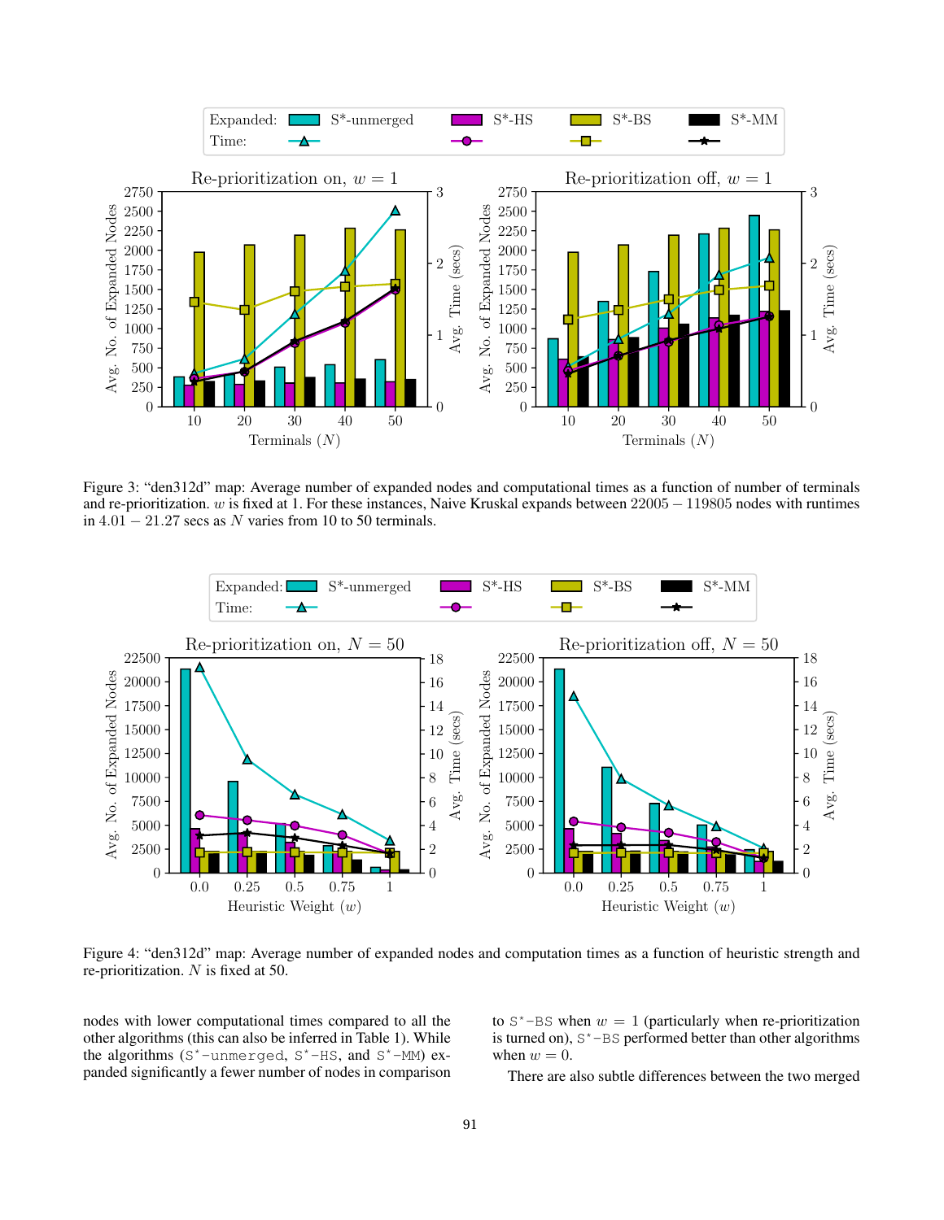Figure 3: "den312d" map: Average number of expanded nodes and computational times as a function of number of terminals and re-prioritization. $w$ is fixed at 1. For these instances, Naive Kruskal expands between $22005 - 119805$ nodes with runtimes in $4.01 - 21.27$ secs as $N$ varies from 10 to 50 terminals.

Figure 4: "den312d" map: Average number of expanded nodes and computation times as a function of heuristic strength and re-prioritization. $N$ is fixed at 50.

nodes with lower computational times compared to all the other algorithms (this can also be inferred in Table 1). While the algorithms (`S*-unmerged`, `S*-HS`, and `S*-MM`) expanded significantly a fewer number of nodes in comparison to `S*-BS` when $w = 1$ (particularly when re-prioritization is turned on), `S*-BS` performed better than other algorithms when $w = 0$.

There are also subtle differences between the two merged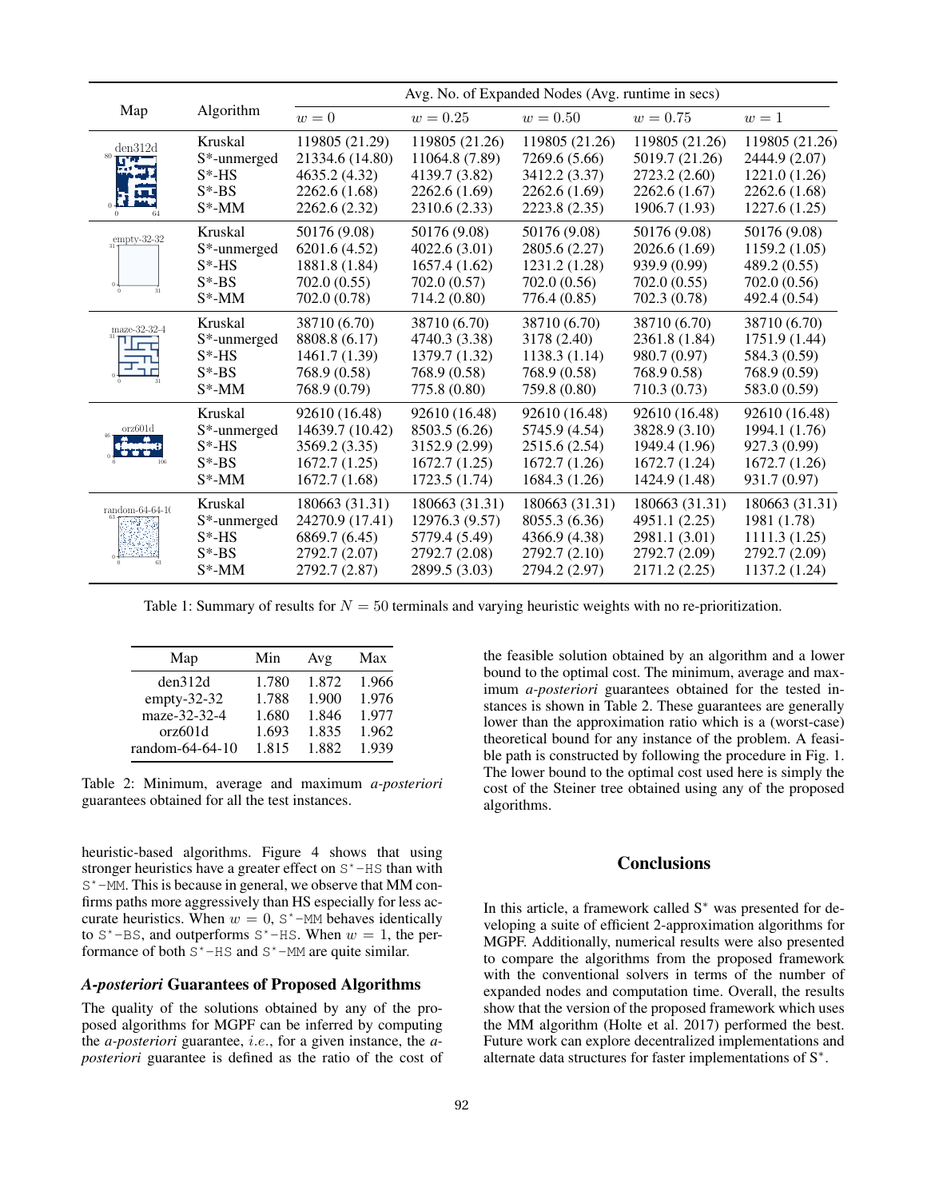| Map | Algorithm | Avg. No. of Expanded Nodes (Avg. runtime in secs) | | | | |
|---|---|---|---|---|---|---|
| | | $w = 0$ | $w = 0.25$ | $w = 0.50$ | $w = 0.75$ | $w = 1$ |
| den312d | Kruskal | 119805 (21.29) | 119805 (21.26) | 119805 (21.26) | 119805 (21.26) | 119805 (21.26) |
| | S*-unmerged | 21334.6 (14.80) | 11064.8 (7.89) | 7269.6 (5.66) | 5019.7 (21.26) | 2444.9 (2.07) |
| | S*-HS | 4635.2 (4.32) | 4139.7 (3.82) | 3412.2 (3.37) | 2723.2 (2.60) | 1221.0 (1.26) |
| | S*-BS | 2262.6 (1.68) | 2262.6 (1.69) | 2262.6 (1.69) | 2262.6 (1.67) | 2262.6 (1.68) |
| | S*-MM | 2262.6 (2.32) | 2310.6 (2.33) | 2223.8 (2.35) | 1906.7 (1.93) | 1227.6 (1.25) |
| empty-32-32 | Kruskal | 50176 (9.08) | 50176 (9.08) | 50176 (9.08) | 50176 (9.08) | 50176 (9.08) |
| | S*-unmerged | 6201.6 (4.52) | 4022.6 (3.01) | 2805.6 (2.27) | 2026.6 (1.69) | 1159.2 (1.05) |
| | S*-HS | 1881.8 (1.84) | 1657.4 (1.62) | 1231.2 (1.28) | 939.9 (0.99) | 489.2 (0.55) |
| | S*-BS | 702.0 (0.55) | 702.0 (0.57) | 702.0 (0.56) | 702.0 (0.55) | 702.0 (0.56) |
| | S*-MM | 702.0 (0.78) | 714.2 (0.80) | 776.4 (0.85) | 702.3 (0.78) | 492.4 (0.54) |
| maze-32-32-4 | Kruskal | 38710 (6.70) | 38710 (6.70) | 38710 (6.70) | 38710 (6.70) | 38710 (6.70) |
| | S*-unmerged | 8808.8 (6.17) | 4740.3 (3.38) | 3178 (2.40) | 2361.8 (1.84) | 1751.9 (1.44) |
| | S*-HS | 1461.7 (1.39) | 1379.7 (1.32) | 1138.3 (1.14) | 980.7 (0.97) | 584.3 (0.59) |
| | S*-BS | 768.9 (0.58) | 768.9 (0.58) | 768.9 (0.58) | 768.9 0.58) | 768.9 (0.59) |
| | S*-MM | 768.9 (0.79) | 775.8 (0.80) | 759.8 (0.80) | 710.3 (0.73) | 583.0 (0.59) |
| orz601d | Kruskal | 92610 (16.48) | 92610 (16.48) | 92610 (16.48) | 92610 (16.48) | 92610 (16.48) |
| | S*-unmerged | 14639.7 (10.42) | 8503.5 (6.26) | 5745.9 (4.54) | 3828.9 (3.10) | 1994.1 (1.76) |
| | S*-HS | 3569.2 (3.35) | 3152.9 (2.99) | 2515.6 (2.54) | 1949.4 (1.96) | 927.3 (0.99) |
| | S*-BS | 1672.7 (1.25) | 1672.7 (1.25) | 1672.7 (1.26) | 1672.7 (1.24) | 1672.7 (1.26) |
| | S*-MM | 1672.7 (1.68) | 1723.5 (1.74) | 1684.3 (1.26) | 1424.9 (1.48) | 931.7 (0.97) |
| random-64-64-10 | Kruskal | 180663 (31.31) | 180663 (31.31) | 180663 (31.31) | 180663 (31.31) | 180663 (31.31) |
| | S*-unmerged | 24270.9 (17.41) | 12976.3 (9.57) | 8055.3 (6.36) | 4951.1 (2.25) | 1981 (1.78) |
| | S*-HS | 6869.7 (6.45) | 5779.4 (5.49) | 4366.9 (4.38) | 2981.1 (3.01) | 1111.3 (1.25) |
| | S*-BS | 2792.7 (2.07) | 2792.7 (2.08) | 2792.7 (2.10) | 2792.7 (2.09) | 2792.7 (2.09) |
| | S*-MM | 2792.7 (2.87) | 2899.5 (3.03) | 2794.2 (2.97) | 2171.2 (2.25) | 1137.2 (1.24) |

Table 1: Summary of results for $N = 50$ terminals and varying heuristic weights with no re-prioritization.

| Map | Min | Avg | Max |
|---|---|---|---|
| den312d | 1.780 | 1.872 | 1.966 |
| empty-32-32 | 1.788 | 1.900 | 1.976 |
| maze-32-32-4 | 1.680 | 1.846 | 1.977 |
| orz601d | 1.693 | 1.835 | 1.962 |
| random-64-64-10 | 1.815 | 1.882 | 1.939 |

Table 2: Minimum, average and maximum *a-posteriori* guarantees obtained for all the test instances.

heuristic-based algorithms. Figure 4 shows that using stronger heuristics have a greater effect on S*-HS than with S*-MM. This is because in general, we observe that MM confirms paths more aggressively than HS especially for less accurate heuristics. When $w = 0$, S*-MM behaves identically to S*-BS, and outperforms S*-HS. When $w = 1$, the performance of both S*-HS and S*-MM are quite similar.

### *A-posteriori* Guarantees of Proposed Algorithms

The quality of the solutions obtained by any of the proposed algorithms for MGPF can be inferred by computing the *a-posteriori* guarantee, *i.e.*, for a given instance, the *a-posteriori* guarantee is defined as the ratio of the cost of the feasible solution obtained by an algorithm and a lower bound to the optimal cost. The minimum, average and maximum *a-posteriori* guarantees obtained for the tested instances is shown in Table 2. These guarantees are generally lower than the approximation ratio which is a (worst-case) theoretical bound for any instance of the problem. A feasible path is constructed by following the procedure in Fig. 1. The lower bound to the optimal cost used here is simply the cost of the Steiner tree obtained using any of the proposed algorithms.

## Conclusions

In this article, a framework called S* was presented for developing a suite of efficient 2-approximation algorithms for MGPF. Additionally, numerical results were also presented to compare the algorithms from the proposed framework with the conventional solvers in terms of the number of expanded nodes and computation time. Overall, the results show that the version of the proposed framework which uses the MM algorithm (Holte et al. 2017) performed the best. Future work can explore decentralized implementations and alternate data structures for faster implementations of S*.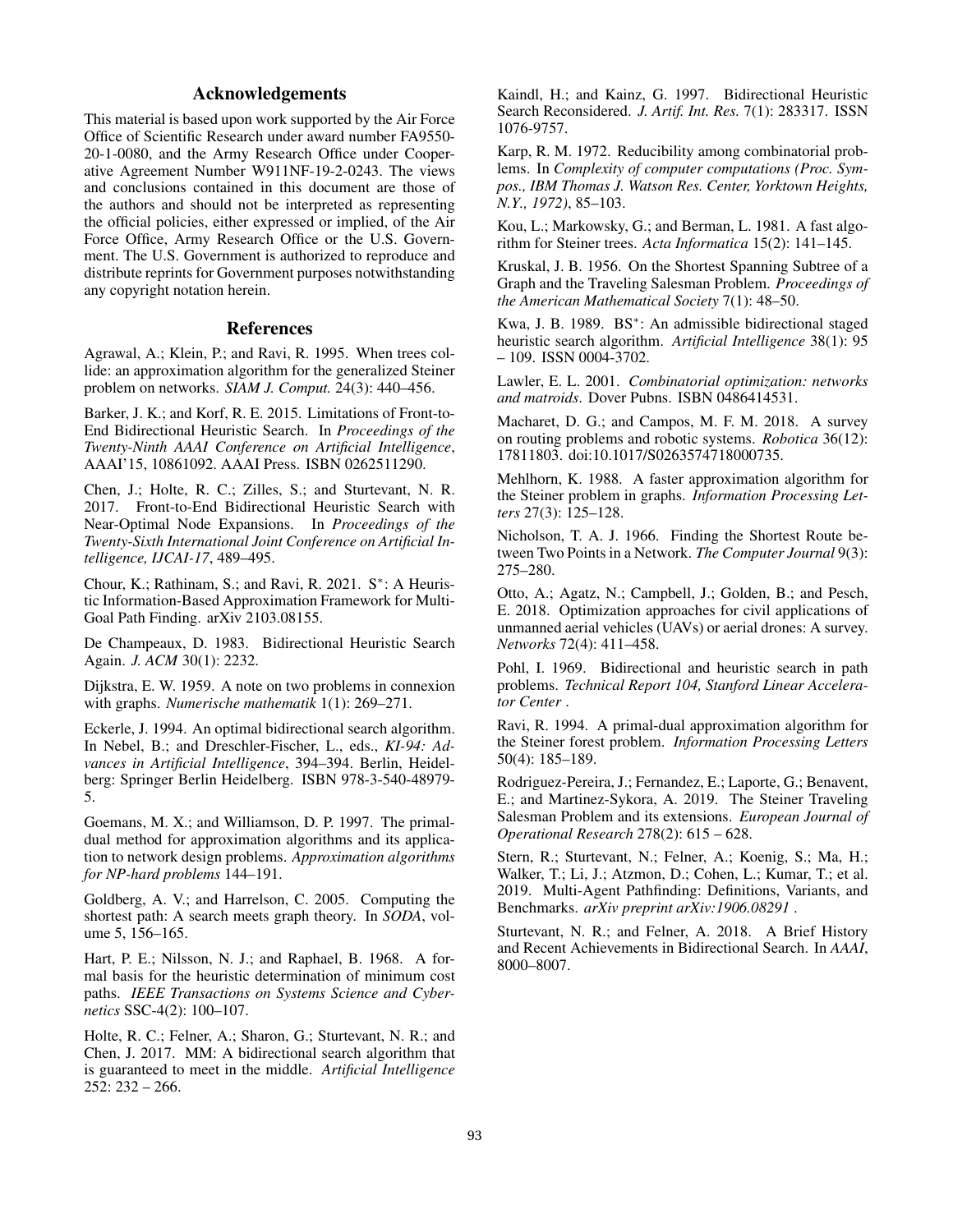## Acknowledgements

This material is based upon work supported by the Air Force Office of Scientific Research under award number FA9550-20-1-0080, and the Army Research Office under Cooperative Agreement Number W911NF-19-2-0243. The views and conclusions contained in this document are those of the authors and should not be interpreted as representing the official policies, either expressed or implied, of the Air Force Office, Army Research Office or the U.S. Government. The U.S. Government is authorized to reproduce and distribute reprints for Government purposes notwithstanding any copyright notation herein.

## References

Agrawal, A.; Klein, P.; and Ravi, R. 1995. When trees collide: an approximation algorithm for the generalized Steiner problem on networks. *SIAM J. Comput.* 24(3): 440–456.

Barker, J. K.; and Korf, R. E. 2015. Limitations of Front-to-End Bidirectional Heuristic Search. In *Proceedings of the Twenty-Ninth AAAI Conference on Artificial Intelligence*, AAAI'15, 10861092. AAAI Press. ISBN 0262511290.

Chen, J.; Holte, R. C.; Zilles, S.; and Sturtevant, N. R. 2017. Front-to-End Bidirectional Heuristic Search with Near-Optimal Node Expansions. In *Proceedings of the Twenty-Sixth International Joint Conference on Artificial Intelligence, IJCAI-17*, 489–495.

Chour, K.; Rathinam, S.; and Ravi, R. 2021. S*: A Heuristic Information-Based Approximation Framework for Multi-Goal Path Finding. arXiv 2103.08155.

De Champeaux, D. 1983. Bidirectional Heuristic Search Again. *J. ACM* 30(1): 2232.

Dijkstra, E. W. 1959. A note on two problems in connexion with graphs. *Numerische mathematik* 1(1): 269–271.

Eckerle, J. 1994. An optimal bidirectional search algorithm. In Nebel, B.; and Dreschler-Fischer, L., eds., *KI-94: Advances in Artificial Intelligence*, 394–394. Berlin, Heidelberg: Springer Berlin Heidelberg. ISBN 978-3-540-48979-5.

Goemans, M. X.; and Williamson, D. P. 1997. The primal-dual method for approximation algorithms and its application to network design problems. *Approximation algorithms for NP-hard problems* 144–191.

Goldberg, A. V.; and Harrelson, C. 2005. Computing the shortest path: A search meets graph theory. In *SODA*, volume 5, 156–165.

Hart, P. E.; Nilsson, N. J.; and Raphael, B. 1968. A formal basis for the heuristic determination of minimum cost paths. *IEEE Transactions on Systems Science and Cybernetics* SSC-4(2): 100–107.

Holte, R. C.; Felner, A.; Sharon, G.; Sturtevant, N. R.; and Chen, J. 2017. MM: A bidirectional search algorithm that is guaranteed to meet in the middle. *Artificial Intelligence* 252: 232 – 266.

Kaindl, H.; and Kainz, G. 1997. Bidirectional Heuristic Search Reconsidered. *J. Artif. Int. Res.* 7(1): 283317. ISSN 1076-9757.

Karp, R. M. 1972. Reducibility among combinatorial problems. In *Complexity of computer computations (Proc. Sympos., IBM Thomas J. Watson Res. Center, Yorktown Heights, N.Y., 1972)*, 85–103.

Kou, L.; Markowsky, G.; and Berman, L. 1981. A fast algorithm for Steiner trees. *Acta Informatica* 15(2): 141–145.

Kruskal, J. B. 1956. On the Shortest Spanning Subtree of a Graph and the Traveling Salesman Problem. *Proceedings of the American Mathematical Society* 7(1): 48–50.

Kwa, J. B. 1989. BS*: An admissible bidirectional staged heuristic search algorithm. *Artificial Intelligence* 38(1): 95 – 109. ISSN 0004-3702.

Lawler, E. L. 2001. *Combinatorial optimization: networks and matroids*. Dover Pubns. ISBN 0486414531.

Macharet, D. G.; and Campos, M. F. M. 2018. A survey on routing problems and robotic systems. *Robotica* 36(12): 17811803. doi:10.1017/S0263574718000735.

Mehlhorn, K. 1988. A faster approximation algorithm for the Steiner problem in graphs. *Information Processing Letters* 27(3): 125–128.

Nicholson, T. A. J. 1966. Finding the Shortest Route between Two Points in a Network. *The Computer Journal* 9(3): 275–280.

Otto, A.; Agatz, N.; Campbell, J.; Golden, B.; and Pesch, E. 2018. Optimization approaches for civil applications of unmanned aerial vehicles (UAVs) or aerial drones: A survey. *Networks* 72(4): 411–458.

Pohl, I. 1969. Bidirectional and heuristic search in path problems. *Technical Report 104, Stanford Linear Accelerator Center* .

Ravi, R. 1994. A primal-dual approximation algorithm for the Steiner forest problem. *Information Processing Letters* 50(4): 185–189.

Rodriguez-Pereira, J.; Fernandez, E.; Laporte, G.; Benavent, E.; and Martinez-Sykora, A. 2019. The Steiner Traveling Salesman Problem and its extensions. *European Journal of Operational Research* 278(2): 615 – 628.

Stern, R.; Sturtevant, N.; Felner, A.; Koenig, S.; Ma, H.; Walker, T.; Li, J.; Atzmon, D.; Cohen, L.; Kumar, T.; et al. 2019. Multi-Agent Pathfinding: Definitions, Variants, and Benchmarks. *arXiv preprint arXiv:1906.08291* .

Sturtevant, N. R.; and Felner, A. 2018. A Brief History and Recent Achievements in Bidirectional Search. In *AAAI*, 8000–8007.